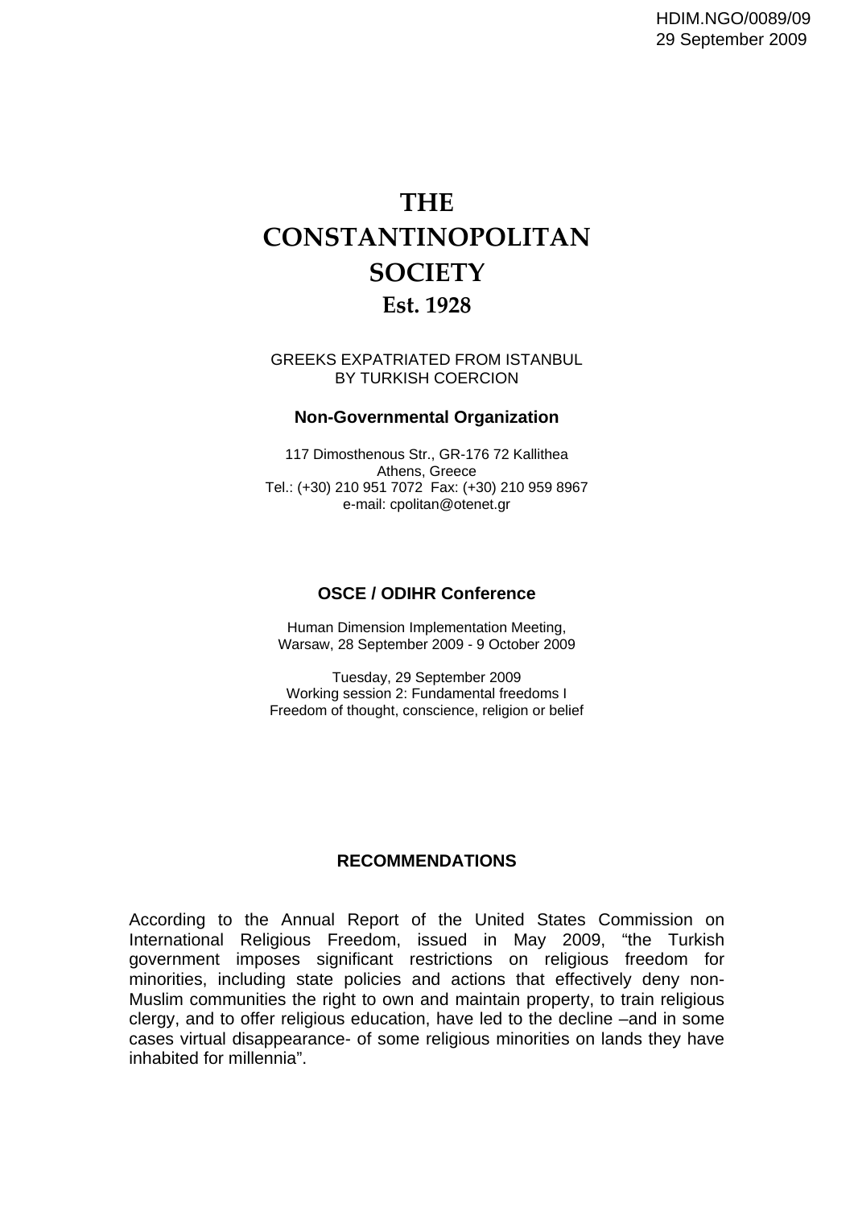HDIM.NGO/0089/09
29 September 2009

# THE CONSTANTINOPOLITAN SOCIETY
## Est. 1928

GREEKS EXPATRIATED FROM ISTANBUL
BY TURKISH COERCION

**Non-Governmental Organization**

117 Dimosthenous Str., GR-176 72 Kallithea
Athens, Greece
Tel.: (+30) 210 951 7072 Fax: (+30) 210 959 8967
e-mail: cpolitan@otenet.gr

**OSCE / ODIHR Conference**

Human Dimension Implementation Meeting,
Warsaw, 28 September 2009 - 9 October 2009

Tuesday, 29 September 2009
Working session 2: Fundamental freedoms I
Freedom of thought, conscience, religion or belief

**RECOMMENDATIONS**

According to the Annual Report of the United States Commission on International Religious Freedom, issued in May 2009, "the Turkish government imposes significant restrictions on religious freedom for minorities, including state policies and actions that effectively deny non-Muslim communities the right to own and maintain property, to train religious clergy, and to offer religious education, have led to the decline –and in some cases virtual disappearance- of some religious minorities on lands they have inhabited for millennia".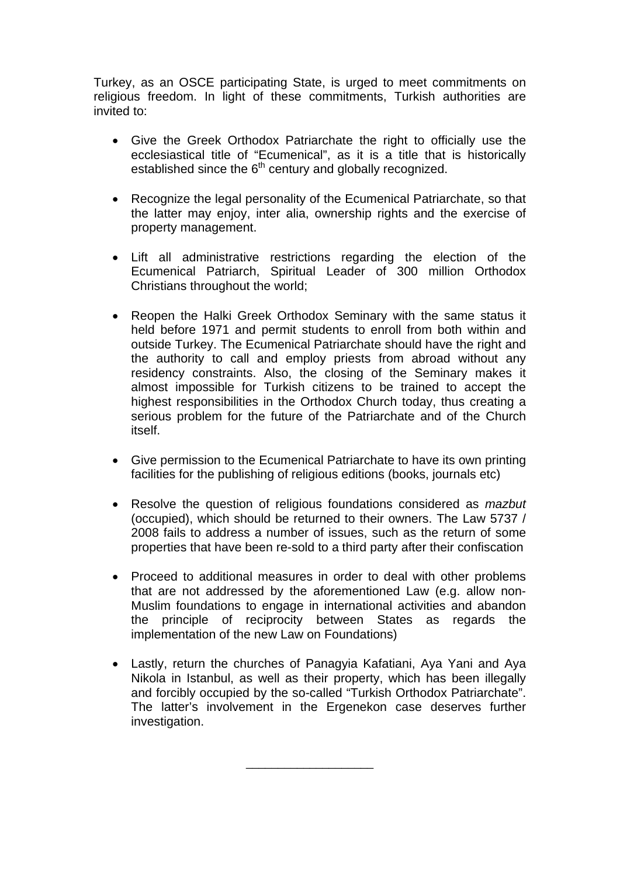Turkey, as an OSCE participating State, is urged to meet commitments on religious freedom. In light of these commitments, Turkish authorities are invited to:

- Give the Greek Orthodox Patriarchate the right to officially use the ecclesiastical title of "Ecumenical", as it is a title that is historically established since the 6th century and globally recognized.

- Recognize the legal personality of the Ecumenical Patriarchate, so that the latter may enjoy, inter alia, ownership rights and the exercise of property management.

- Lift all administrative restrictions regarding the election of the Ecumenical Patriarch, Spiritual Leader of 300 million Orthodox Christians throughout the world;

- Reopen the Halki Greek Orthodox Seminary with the same status it held before 1971 and permit students to enroll from both within and outside Turkey. The Ecumenical Patriarchate should have the right and the authority to call and employ priests from abroad without any residency constraints. Also, the closing of the Seminary makes it almost impossible for Turkish citizens to be trained to accept the highest responsibilities in the Orthodox Church today, thus creating a serious problem for the future of the Patriarchate and of the Church itself.

- Give permission to the Ecumenical Patriarchate to have its own printing facilities for the publishing of religious editions (books, journals etc)

- Resolve the question of religious foundations considered as *mazbut* (occupied), which should be returned to their owners. The Law 5737 / 2008 fails to address a number of issues, such as the return of some properties that have been re-sold to a third party after their confiscation

- Proceed to additional measures in order to deal with other problems that are not addressed by the aforementioned Law (e.g. allow non-Muslim foundations to engage in international activities and abandon the principle of reciprocity between States as regards the implementation of the new Law on Foundations)

- Lastly, return the churches of Panagyia Kafatiani, Aya Yani and Aya Nikola in Istanbul, as well as their property, which has been illegally and forcibly occupied by the so-called "Turkish Orthodox Patriarchate". The latter's involvement in the Ergenekon case deserves further investigation.

___________________